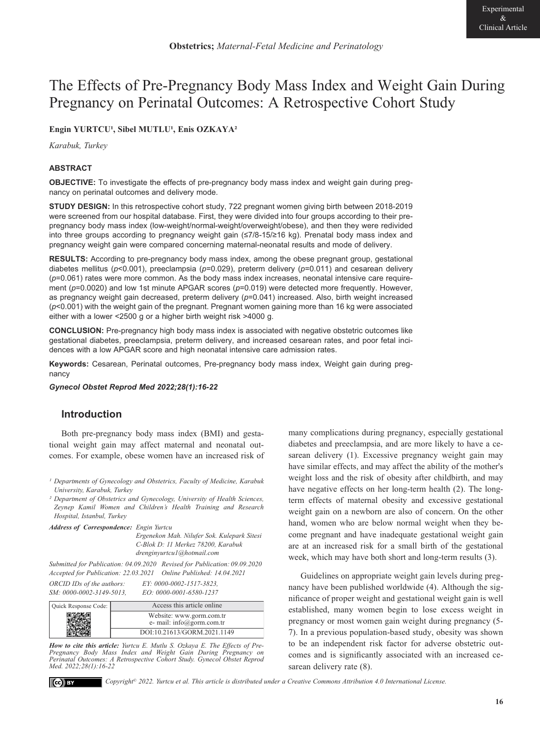Experimental & Clinical Article

**Obstetrics;** *Maternal-Fetal Medicine and Perinatology*

# The Effects of Pre-Pregnancy Body Mass Index and Weight Gain During Pregnancy on Perinatal Outcomes: A Retrospective Cohort Study

**Engin YURTCU[1], Sibel MUTLU[1], Enis OZKAYA[2]**

*Karabuk, Turkey*

### ABSTRACT

**OBJECTIVE:** To investigate the effects of pre-pregnancy body mass index and weight gain during pregnancy on perinatal outcomes and delivery mode.

**STUDY DESIGN:** In this retrospective cohort study, 722 pregnant women giving birth between 2018-2019 were screened from our hospital database. First, they were divided into four groups according to their pre-pregnancy body mass index (low-weight/normal-weight/overweight/obese), and then they were redivided into three groups according to pregnancy weight gain (≤7/8-15/≥16 kg). Prenatal body mass index and pregnancy weight gain were compared concerning maternal-neonatal results and mode of delivery.

**RESULTS:** According to pre-pregnancy body mass index, among the obese pregnant group, gestational diabetes mellitus ($p<0.001$), preeclampsia ($p=0.029$), preterm delivery ($p=0.011$) and cesarean delivery ($p=0.061$) rates were more common. As the body mass index increases, neonatal intensive care requirement ($p=0.0020$) and low 1st minute APGAR scores ($p=0.019$) were detected more frequently. However, as pregnancy weight gain decreased, preterm delivery ($p=0.041$) increased. Also, birth weight increased ($p<0.001$) with the weight gain of the pregnant. Pregnant women gaining more than 16 kg were associated either with a lower <2500 g or a higher birth weight risk >4000 g.

**CONCLUSION:** Pre-pregnancy high body mass index is associated with negative obstetric outcomes like gestational diabetes, preeclampsia, preterm delivery, and increased cesarean rates, and poor fetal incidences with a low APGAR score and high neonatal intensive care admission rates.

**Keywords:** Cesarean, Perinatal outcomes, Pre-pregnancy body mass index, Weight gain during pregnancy

***Gynecol Obstet Reprod Med 2022;28(1):16-22***

## Introduction

Both pre-pregnancy body mass index (BMI) and gestational weight gain may affect maternal and neonatal outcomes. For example, obese women have an increased risk of many complications during pregnancy, especially gestational diabetes and preeclampsia, and are more likely to have a cesarean delivery (1). Excessive pregnancy weight gain may have similar effects, and may affect the ability of the mother's weight loss and the risk of obesity after childbirth, and may have negative effects on her long-term health (2). The long-term effects of maternal obesity and excessive gestational weight gain on a newborn are also of concern. On the other hand, women who are below normal weight when they become pregnant and have inadequate gestational weight gain are at an increased risk for a small birth of the gestational week, which may have both short and long-term results (3).

Guidelines on appropriate weight gain levels during pregnancy have been published worldwide (4). Although the significance of proper weight and gestational weight gain is well established, many women begin to lose excess weight in pregnancy or most women gain weight during pregnancy (5-7). In a previous population-based study, obesity was shown to be an independent risk factor for adverse obstetric outcomes and is significantly associated with an increased cesarean delivery rate (8).

*[1] Departments of Gynecology and Obstetrics, Faculty of Medicine, Karabuk University, Karabuk, Turkey*
*[2] Department of Obstetrics and Gynecology, University of Health Sciences, Zeynep Kamil Women and Children's Health Training and Research Hospital, Istanbul, Turkey*

***Address of Correspondence:*** *Engin Yurtcu Ergenekon Mah. Nilufer Sok. Kulepark Sitesi C-Blok D: 11 Merkez 78200, Karabuk drenginyurtcu1@hotmail.com*

*Submitted for Publication: 04.09.2020 Revised for Publication: 09.09.2020 Accepted for Publication: 22.03.2021 Online Published: 14.04.2021*

*ORCID IDs of the authors: EY: 0000-0002-1517-3823, SM: 0000-0002-3149-5013, EO: 0000-0001-6580-1237*

| Quick Response Code: | Access this article online |
|---|---|
| | Website: www.gorm.com.tr e- mail: info@gorm.com.tr |
| | DOI:10.21613/GORM.2021.1149 |

***How to cite this article:*** *Yurtcu E. Mutlu S. Ozkaya E. The Effects of Pre-Pregnancy Body Mass Index and Weight Gain During Pregnancy on Perinatal Outcomes: A Retrospective Cohort Study. Gynecol Obstet Reprod Med. 2022;28(1):16-22*

*Copyright© 2022. Yurtcu et al. This article is distributed under a Creative Commons Attribution 4.0 International License.*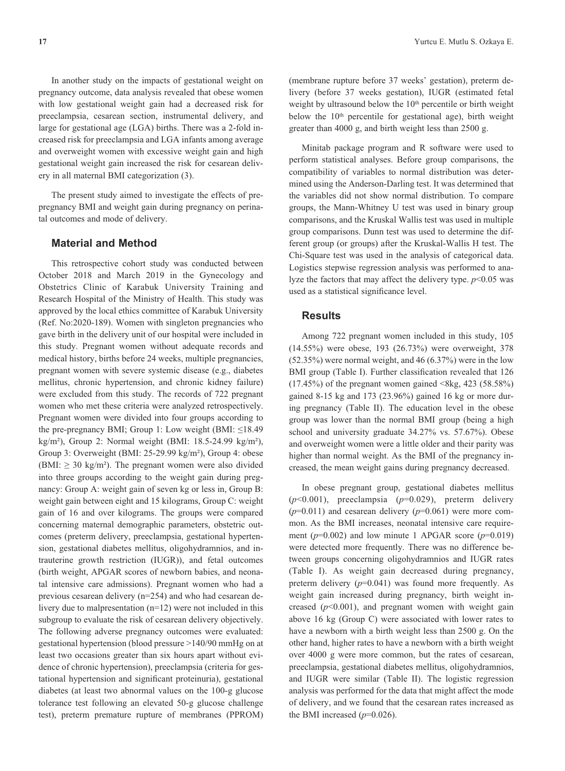In another study on the impacts of gestational weight on pregnancy outcome, data analysis revealed that obese women with low gestational weight gain had a decreased risk for preeclampsia, cesarean section, instrumental delivery, and large for gestational age (LGA) births. There was a 2-fold increased risk for preeclampsia and LGA infants among average and overweight women with excessive weight gain and high gestational weight gain increased the risk for cesarean delivery in all maternal BMI categorization (3).

The present study aimed to investigate the effects of pre-pregnancy BMI and weight gain during pregnancy on perinatal outcomes and mode of delivery.

## Material and Method

This retrospective cohort study was conducted between October 2018 and March 2019 in the Gynecology and Obstetrics Clinic of Karabuk University Training and Research Hospital of the Ministry of Health. This study was approved by the local ethics committee of Karabuk University (Ref. No:2020-189). Women with singleton pregnancies who gave birth in the delivery unit of our hospital were included in this study. Pregnant women without adequate records and medical history, births before 24 weeks, multiple pregnancies, pregnant women with severe systemic disease (e.g., diabetes mellitus, chronic hypertension, and chronic kidney failure) were excluded from this study. The records of 722 pregnant women who met these criteria were analyzed retrospectively. Pregnant women were divided into four groups according to the pre-pregnancy BMI; Group 1: Low weight (BMI: ≤18.49 kg/m²), Group 2: Normal weight (BMI: 18.5-24.99 kg/m²), Group 3: Overweight (BMI: 25-29.99 kg/m²), Group 4: obese (BMI: ≥ 30 kg/m²). The pregnant women were also divided into three groups according to the weight gain during pregnancy: Group A: weight gain of seven kg or less in, Group B: weight gain between eight and 15 kilograms, Group C: weight gain of 16 and over kilograms. The groups were compared concerning maternal demographic parameters, obstetric outcomes (preterm delivery, preeclampsia, gestational hypertension, gestational diabetes mellitus, oligohydramnios, and intrauterine growth restriction (IUGR)), and fetal outcomes (birth weight, APGAR scores of newborn babies, and neonatal intensive care admissions). Pregnant women who had a previous cesarean delivery (n=254) and who had cesarean delivery due to malpresentation (n=12) were not included in this subgroup to evaluate the risk of cesarean delivery objectively. The following adverse pregnancy outcomes were evaluated: gestational hypertension (blood pressure >140/90 mmHg on at least two occasions greater than six hours apart without evidence of chronic hypertension), preeclampsia (criteria for gestational hypertension and significant proteinuria), gestational diabetes (at least two abnormal values on the 100-g glucose tolerance test following an elevated 50-g glucose challenge test), preterm premature rupture of membranes (PPROM) (membrane rupture before 37 weeks' gestation), preterm delivery (before 37 weeks gestation), IUGR (estimated fetal weight by ultrasound below the 10th percentile or birth weight below the 10th percentile for gestational age), birth weight greater than 4000 g, and birth weight less than 2500 g.

Minitab package program and R software were used to perform statistical analyses. Before group comparisons, the compatibility of variables to normal distribution was determined using the Anderson-Darling test. It was determined that the variables did not show normal distribution. To compare groups, the Mann-Whitney U test was used in binary group comparisons, and the Kruskal Wallis test was used in multiple group comparisons. Dunn test was used to determine the different group (or groups) after the Kruskal-Wallis H test. The Chi-Square test was used in the analysis of categorical data. Logistics stepwise regression analysis was performed to analyze the factors that may affect the delivery type. $p<0.05$ was used as a statistical significance level.

## Results

Among 722 pregnant women included in this study, 105 (14.55%) were obese, 193 (26.73%) were overweight, 378 (52.35%) were normal weight, and 46 (6.37%) were in the low BMI group (Table I). Further classification revealed that 126 (17.45%) of the pregnant women gained <8kg, 423 (58.58%) gained 8-15 kg and 173 (23.96%) gained 16 kg or more during pregnancy (Table II). The education level in the obese group was lower than the normal BMI group (being a high school and university graduate 34.27% vs. 57.67%). Obese and overweight women were a little older and their parity was higher than normal weight. As the BMI of the pregnancy increased, the mean weight gains during pregnancy decreased.

In obese pregnant group, gestational diabetes mellitus ($p<0.001$), preeclampsia ($p=0.029$), preterm delivery ($p=0.011$) and cesarean delivery ($p=0.061$) were more common. As the BMI increases, neonatal intensive care requirement ($p=0.002$) and low minute 1 APGAR score ($p=0.019$) were detected more frequently. There was no difference between groups concerning oligohydramnios and IUGR rates (Table I). As weight gain decreased during pregnancy, preterm delivery ($p=0.041$) was found more frequently. As weight gain increased during pregnancy, birth weight increased ($p<0.001$), and pregnant women with weight gain above 16 kg (Group C) were associated with lower rates to have a newborn with a birth weight less than 2500 g. On the other hand, higher rates to have a newborn with a birth weight over 4000 g were more common, but the rates of cesarean, preeclampsia, gestational diabetes mellitus, oligohydramnios, and IUGR were similar (Table II). The logistic regression analysis was performed for the data that might affect the mode of delivery, and we found that the cesarean rates increased as the BMI increased ($p=0.026$).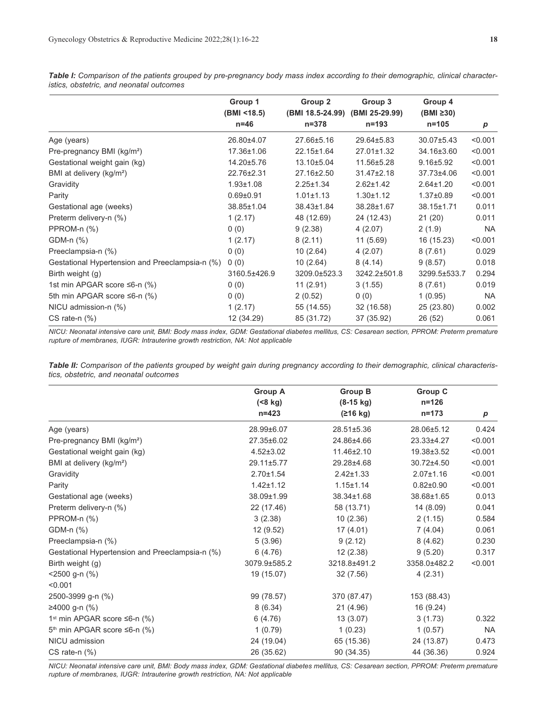***Table I:*** *Comparison of the patients grouped by pre-pregnancy body mass index according to their demographic, clinical characteristics, obstetric, and neonatal outcomes*

| | Group 1 (BMI <18.5) n=46 | Group 2 (BMI 18.5-24.99) n=378 | Group 3 (BMI 25-29.99) n=193 | Group 4 (BMI ≥30) n=105 | *p* |
|---|---|---|---|---|---|
| Age (years) | 26.80±4.07 | 27.66±5.16 | 29.64±5.83 | 30.07±5.43 | <0.001 |
| Pre-pregnancy BMI (kg/m²) | 17.36±1.06 | 22.15±1.64 | 27.01±1.32 | 34.16±3.60 | <0.001 |
| Gestational weight gain (kg) | 14.20±5.76 | 13.10±5.04 | 11.56±5.28 | 9.16±5.92 | <0.001 |
| BMI at delivery (kg/m²) | 22.76±2.31 | 27.16±2.50 | 31.47±2.18 | 37.73±4.06 | <0.001 |
| Gravidity | 1.93±1.08 | 2.25±1.34 | 2.62±1.42 | 2.64±1.20 | <0.001 |
| Parity | 0.69±0.91 | 1.01±1.13 | 1.30±1.12 | 1.37±0.89 | <0.001 |
| Gestational age (weeks) | 38.85±1.04 | 38.43±1.84 | 38.28±1.67 | 38.15±1.71 | 0.011 |
| Preterm delivery-n (%) | 1 (2.17) | 48 (12.69) | 24 (12.43) | 21 (20) | 0.011 |
| PPROM-n (%) | 0 (0) | 9 (2.38) | 4 (2.07) | 2 (1.9) | NA |
| GDM-n (%) | 1 (2.17) | 8 (2.11) | 11 (5.69) | 16 (15.23) | <0.001 |
| Preeclampsia-n (%) | 0 (0) | 10 (2.64) | 4 (2.07) | 8 (7.61) | 0.029 |
| Gestational Hypertension and Preeclampsia-n (%) | 0 (0) | 10 (2.64) | 8 (4.14) | 9 (8.57) | 0.018 |
| Birth weight (g) | 3160.5±426.9 | 3209.0±523.3 | 3242.2±501.8 | 3299.5±533.7 | 0.294 |
| 1st min APGAR score ≤6-n (%) | 0 (0) | 11 (2.91) | 3 (1.55) | 8 (7.61) | 0.019 |
| 5th min APGAR score ≤6-n (%) | 0 (0) | 2 (0.52) | 0 (0) | 1 (0.95) | NA |
| NICU admission-n (%) | 1 (2.17) | 55 (14.55) | 32 (16.58) | 25 (23.80) | 0.002 |
| CS rate-n (%) | 12 (34.29) | 85 (31.72) | 37 (35.92) | 26 (52) | 0.061 |

*NICU: Neonatal intensive care unit, BMI: Body mass index, GDM: Gestational diabetes mellitus, CS: Cesarean section, PPROM: Preterm premature rupture of membranes, IUGR: Intrauterine growth restriction, NA: Not applicable*

***Table II:*** *Comparison of the patients grouped by weight gain during pregnancy according to their demographic, clinical characteristics, obstetric, and neonatal outcomes*

| | Group A (<8 kg) n=423 | Group B (8-15 kg) (≥16 kg) | Group C n=126 n=173 | *p* |
|---|---|---|---|---|
| Age (years) | 28.99±6.07 | 28.51±5.36 | 28.06±5.12 | 0.424 |
| Pre-pregnancy BMI (kg/m²) | 27.35±6.02 | 24.86±4.66 | 23.33±4.27 | <0.001 |
| Gestational weight gain (kg) | 4.52±3.02 | 11.46±2.10 | 19.38±3.52 | <0.001 |
| BMI at delivery (kg/m²) | 29.11±5.77 | 29.28±4.68 | 30.72±4.50 | <0.001 |
| Gravidity | 2.70±1.54 | 2.42±1.33 | 2.07±1.16 | <0.001 |
| Parity | 1.42±1.12 | 1.15±1.14 | 0.82±0.90 | <0.001 |
| Gestational age (weeks) | 38.09±1.99 | 38.34±1.68 | 38.68±1.65 | 0.013 |
| Preterm delivery-n (%) | 22 (17.46) | 58 (13.71) | 14 (8.09) | 0.041 |
| PPROM-n (%) | 3 (2.38) | 10 (2.36) | 2 (1.15) | 0.584 |
| GDM-n (%) | 12 (9.52) | 17 (4.01) | 7 (4.04) | 0.061 |
| Preeclampsia-n (%) | 5 (3.96) | 9 (2.12) | 8 (4.62) | 0.230 |
| Gestational Hypertension and Preeclampsia-n (%) | 6 (4.76) | 12 (2.38) | 9 (5.20) | 0.317 |
| Birth weight (g) | 3079.9±585.2 | 3218.8±491.2 | 3358.0±482.2 | <0.001 |
| <2500 g-n (%) | 19 (15.07) | 32 (7.56) | 4 (2.31) | |
| <0.001 | | | | |
| 2500-3999 g-n (%) | 99 (78.57) | 370 (87.47) | 153 (88.43) | |
| ≥4000 g-n (%) | 8 (6.34) | 21 (4.96) | 16 (9.24) | |
| 1st min APGAR score ≤6-n (%) | 6 (4.76) | 13 (3.07) | 3 (1.73) | 0.322 |
| 5th min APGAR score ≤6-n (%) | 1 (0.79) | 1 (0.23) | 1 (0.57) | NA |
| NICU admission | 24 (19.04) | 65 (15.36) | 24 (13.87) | 0.473 |
| CS rate-n (%) | 26 (35.62) | 90 (34.35) | 44 (36.36) | 0.924 |

*NICU: Neonatal intensive care unit, BMI: Body mass index, GDM: Gestational diabetes mellitus, CS: Cesarean section, PPROM: Preterm premature rupture of membranes, IUGR: Intrauterine growth restriction, NA: Not applicable*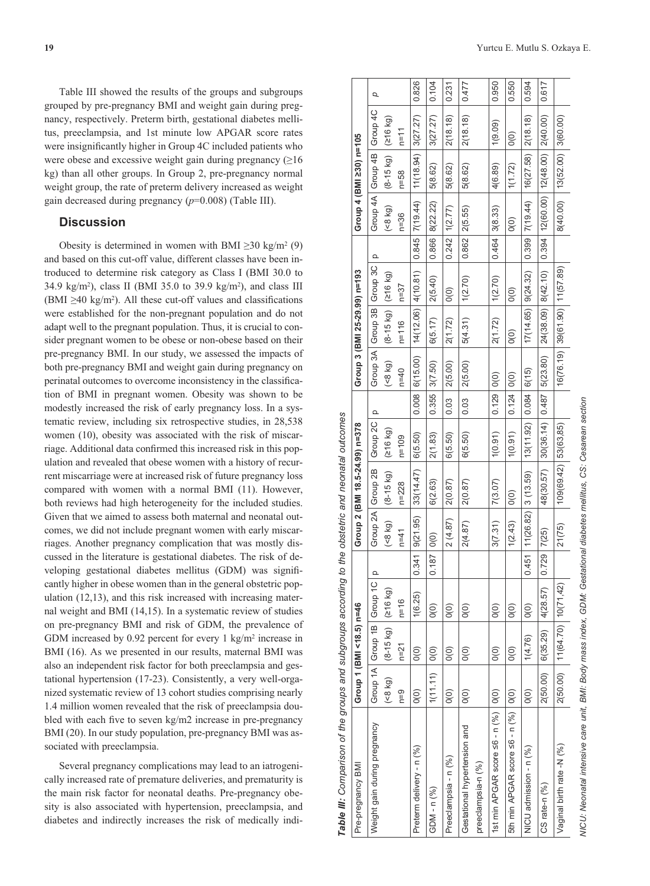Table III showed the results of the groups and subgroups grouped by pre-pregnancy BMI and weight gain during pregnancy, respectively. Preterm birth, gestational diabetes mellitus, preeclampsia, and 1st minute low APGAR score rates were insignificantly higher in Group 4C included patients who were obese and excessive weight gain during pregnancy (≥16 kg) than all other groups. In Group 2, pre-pregnancy normal weight group, the rate of preterm delivery increased as weight gain decreased during pregnancy ($p$=0.008) (Table III).

## Discussion

Obesity is determined in women with BMI ≥30 kg/m² (9) and based on this cut-off value, different classes have been introduced to determine risk category as Class I (BMI 30.0 to 34.9 kg/m²), class II (BMI 35.0 to 39.9 kg/m²), and class III (BMI ≥40 kg/m²). All these cut-off values and classifications were established for the non-pregnant population and do not adapt well to the pregnant population. Thus, it is crucial to consider pregnant women to be obese or non-obese based on their pre-pregnancy BMI. In our study, we assessed the impacts of both pre-pregnancy BMI and weight gain during pregnancy on perinatal outcomes to overcome inconsistency in the classification of BMI in pregnant women. Obesity was shown to be modestly increased the risk of early pregnancy loss. In a systematic review, including six retrospective studies, in 28,538 women (10), obesity was associated with the risk of miscarriage. Additional data confirmed this increased risk in this population and revealed that obese women with a history of recurrent miscarriage were at increased risk of future pregnancy loss compared with women with a normal BMI (11). However, both reviews had high heterogeneity for the included studies. Given that we aimed to assess both maternal and neonatal outcomes, we did not include pregnant women with early miscarriages. Another pregnancy complication that was mostly discussed in the literature is gestational diabetes. The risk of developing gestational diabetes mellitus (GDM) was significantly higher in obese women than in the general obstetric population (12,13), and this risk increased with increasing maternal weight and BMI (14,15). In a systematic review of studies on pre-pregnancy BMI and risk of GDM, the prevalence of GDM increased by 0.92 percent for every 1 kg/m² increase in BMI (16). As we presented in our results, maternal BMI was also an independent risk factor for both preeclampsia and gestational hypertension (17-23). Consistently, a very well-organized systematic review of 13 cohort studies comprising nearly 1.4 million women revealed that the risk of preeclampsia doubled with each five to seven kg/m2 increase in pre-pregnancy BMI (20). In our study population, pre-pregnancy BMI was associated with preeclampsia.

Several pregnancy complications may lead to an iatrogenically increased rate of premature deliveries, and prematurity is the main risk factor for neonatal deaths. Pre-pregnancy obesity is also associated with hypertension, preeclampsia, and diabetes and indirectly increases the risk of medically indi-

***Table III:*** *Comparison of the groups and subgroups according to the obstetric and neonatal outcomes*

| Pre-pregnancy BMI | Group 1 (BMI <18.5) n=46 | | | | Group 2 (BMI 18.5-24.99) n=378 | | | | Group 3 (BMI 25-29.99) n=193 | | | | Group 4 (BMI ≥30) n=105 | | | |
|---|---|---|---|---|---|---|---|---|---|---|---|---|---|---|---|---|
| Weight gain during pregnancy | Group 1A (<8 kg) n=9 | Group 1B (8-15 kg) n=21 | Group 1C (≥16 kg) n=16 | p | Group 2A (<8 kg) n=41 | Group 2B (8-15 kg) n=228 | Group 2C (≥16 kg) n=109 | p | Group 3A (<8 kg) n=40 | Group 3B (8-15 kg) n=116 | Group 3C (≥16 kg) n=37 | p | Group 4A (<8 kg) n=36 | Group 4B (8-15 kg) n=58 | Group 4C (≥16 kg) n=11 | p |
| Preterm delivery - n (%) | 0(0) | 0(0) | 1(6.25) | 0.341 | 9(21.95) | 33(14.47) | 6(5.50) | 0.008 | 6(15.00) | 14(12.06) | 4(10.81) | 0.845 | 7(19.44) | 11(18.94) | 3(27.27) | 0.826 |
| GDM - n (%) | 1(11.11) | 0(0) | 0(0) | 0.187 | 0(0) | 6(2.63) | 2(1.83) | 0.355 | 3(7.50) | 6(5.17) | 2(5.40) | 0.866 | 8(22.22) | 5(8.62) | 3(27.27) | 0.104 |
| Preeclampsia - n (%) | 0(0) | 0(0) | 0(0) | | 2 (4.87) | 2(0.87) | 6(5.50) | 0.03 | 2(5.00) | 2(1.72) | 0(0) | 0.242 | 1(2.77) | 5(8.62) | 2(18.18) | 0.231 |
| Gestational hypertension and preeclampsia-n (%) | 0(0) | 0(0) | 0(0) | | 2(4.87) | 2(0.87) | 6(5.50) | 0.03 | 2(5.00) | 5(4.31) | 1(2.70) | 0.862 | 2(5.55) | 5(8.62) | 2(18.18) | 0.477 |
| 1st min APGAR score ≤6 - n (%) | 0(0) | 0(0) | 0(0) | | 3(7.31) | 7(3.07) | 1(0.91) | 0.129 | 0(0) | 2(1.72) | 1(2.70) | 0.464 | 3(8.33) | 4(6.89) | 1(9.09) | 0.950 |
| 5th min APGAR score ≤6 - n (%) | 0(0) | 0(0) | 0(0) | | 1(2.43) | 0(0) | 1(0.91) | 0.124 | 0(0) | 0(0) | 0(0) | | 0(0) | 1(1.72) | 0(0) | 0.550 |
| NICU admission - n (%) | 0(0) | 1(4.76) | 0(0) | 0.451 | 11(26.82) | 3 (13.59) | 13(11.92) | 0.084 | 6(15) | 17(14.65) | 9(24.32) | 0.399 | 7(19.44) | 16(27.58) | 2(18.18) | 0.594 |
| CS rate-n (%) | 2(50.00) | 6(35.29) | 4(28.57) | 0.729 | 7(25) | 48(30.57) | 30(36.14) | 0.487 | 5(23.80) | 24(38.09) | 8(42.10) | 0.394 | 12(60.00) | 12(48.00) | 2(40.00) | 0.617 |
| Vaginal birth rate -N (%) | 2(50.00) | 11(64.70) | 10(71,42) | | 21(75) | 109(69.42) | 53(63.85) | | 16(76.19) | 39(61.90) | 11(57.89) | | 8(40.00) | 13(52.00) | 3(60.00) | |

*NICU: Neonatal intensive care unit, BMI: Body mass index, GDM: Gestational diabetes mellitus, CS: Cesarean section*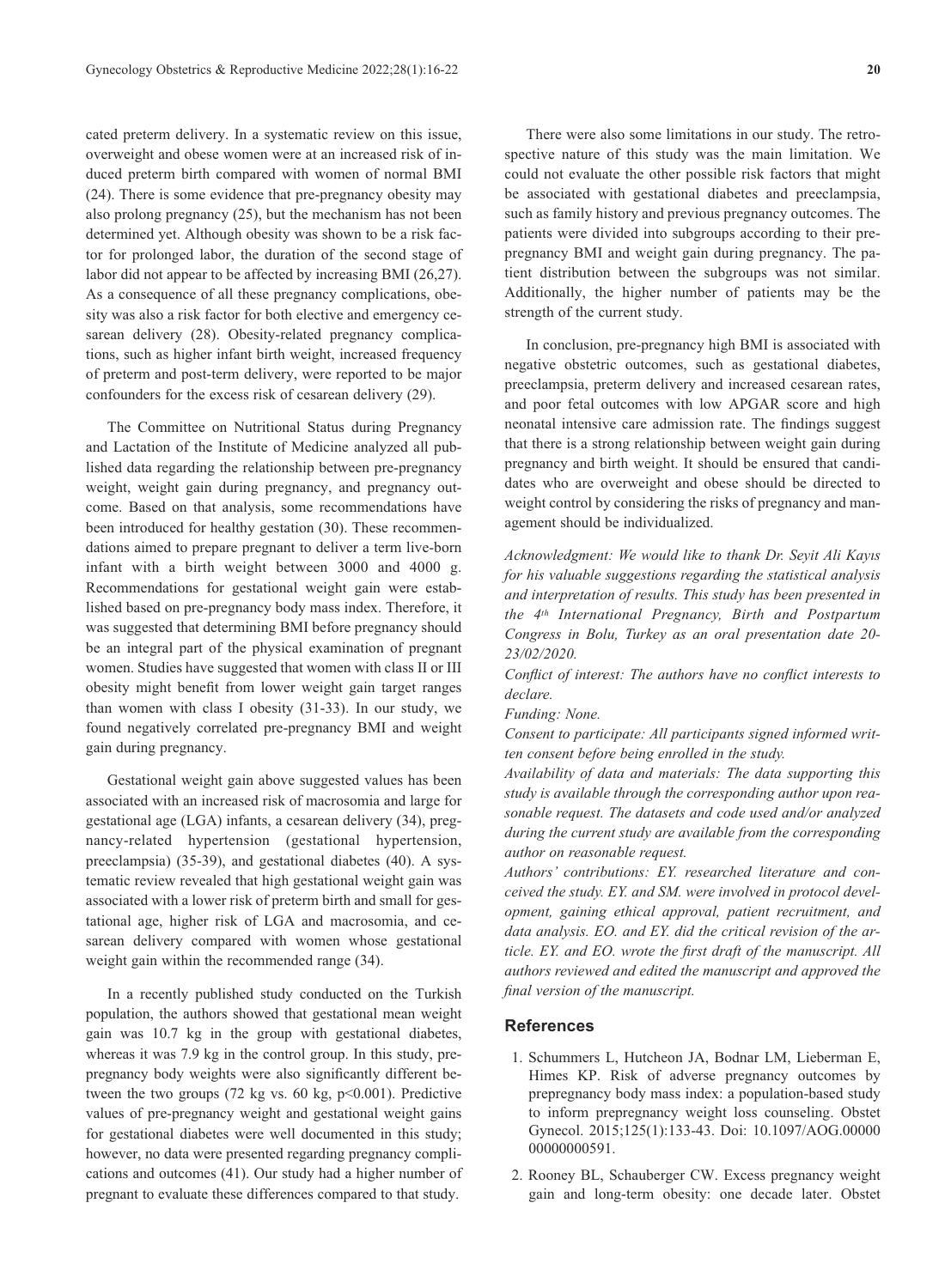cated preterm delivery. In a systematic review on this issue, overweight and obese women were at an increased risk of induced preterm birth compared with women of normal BMI (24). There is some evidence that pre-pregnancy obesity may also prolong pregnancy (25), but the mechanism has not been determined yet. Although obesity was shown to be a risk factor for prolonged labor, the duration of the second stage of labor did not appear to be affected by increasing BMI (26,27). As a consequence of all these pregnancy complications, obesity was also a risk factor for both elective and emergency cesarean delivery (28). Obesity-related pregnancy complications, such as higher infant birth weight, increased frequency of preterm and post-term delivery, were reported to be major confounders for the excess risk of cesarean delivery (29).

The Committee on Nutritional Status during Pregnancy and Lactation of the Institute of Medicine analyzed all published data regarding the relationship between pre-pregnancy weight, weight gain during pregnancy, and pregnancy outcome. Based on that analysis, some recommendations have been introduced for healthy gestation (30). These recommendations aimed to prepare pregnant to deliver a term live-born infant with a birth weight between 3000 and 4000 g. Recommendations for gestational weight gain were established based on pre-pregnancy body mass index. Therefore, it was suggested that determining BMI before pregnancy should be an integral part of the physical examination of pregnant women. Studies have suggested that women with class II or III obesity might benefit from lower weight gain target ranges than women with class I obesity (31-33). In our study, we found negatively correlated pre-pregnancy BMI and weight gain during pregnancy.

Gestational weight gain above suggested values has been associated with an increased risk of macrosomia and large for gestational age (LGA) infants, a cesarean delivery (34), pregnancy-related hypertension (gestational hypertension, preeclampsia) (35-39), and gestational diabetes (40). A systematic review revealed that high gestational weight gain was associated with a lower risk of preterm birth and small for gestational age, higher risk of LGA and macrosomia, and cesarean delivery compared with women whose gestational weight gain within the recommended range (34).

In a recently published study conducted on the Turkish population, the authors showed that gestational mean weight gain was 10.7 kg in the group with gestational diabetes, whereas it was 7.9 kg in the control group. In this study, pre-pregnancy body weights were also significantly different between the two groups (72 kg vs. 60 kg, $p<0.001$). Predictive values of pre-pregnancy weight and gestational weight gains for gestational diabetes were well documented in this study; however, no data were presented regarding pregnancy complications and outcomes (41). Our study had a higher number of pregnant to evaluate these differences compared to that study.

There were also some limitations in our study. The retrospective nature of this study was the main limitation. We could not evaluate the other possible risk factors that might be associated with gestational diabetes and preeclampsia, such as family history and previous pregnancy outcomes. The patients were divided into subgroups according to their pre-pregnancy BMI and weight gain during pregnancy. The patient distribution between the subgroups was not similar. Additionally, the higher number of patients may be the strength of the current study.

In conclusion, pre-pregnancy high BMI is associated with negative obstetric outcomes, such as gestational diabetes, preeclampsia, preterm delivery and increased cesarean rates, and poor fetal outcomes with low APGAR score and high neonatal intensive care admission rate. The findings suggest that there is a strong relationship between weight gain during pregnancy and birth weight. It should be ensured that candidates who are overweight and obese should be directed to weight control by considering the risks of pregnancy and management should be individualized.

*Acknowledgment: We would like to thank Dr. Seyit Ali Kayıs for his valuable suggestions regarding the statistical analysis and interpretation of results. This study has been presented in the 4th International Pregnancy, Birth and Postpartum Congress in Bolu, Turkey as an oral presentation date 20-23/02/2020.*

*Conflict of interest: The authors have no conflict interests to declare.*

*Funding: None.*

*Consent to participate: All participants signed informed written consent before being enrolled in the study.*

*Availability of data and materials: The data supporting this study is available through the corresponding author upon reasonable request. The datasets and code used and/or analyzed during the current study are available from the corresponding author on reasonable request.*

*Authors' contributions: EY. researched literature and conceived the study. EY. and SM. were involved in protocol development, gaining ethical approval, patient recruitment, and data analysis. EO. and EY. did the critical revision of the article. EY. and EO. wrote the first draft of the manuscript. All authors reviewed and edited the manuscript and approved the final version of the manuscript.*

## References

1. Schummers L, Hutcheon JA, Bodnar LM, Lieberman E, Himes KP. Risk of adverse pregnancy outcomes by prepregnancy body mass index: a population-based study to inform prepregnancy weight loss counseling. Obstet Gynecol. 2015;125(1):133-43. Doi: 10.1097/AOG.0000000000000591.
2. Rooney BL, Schauberger CW. Excess pregnancy weight gain and long-term obesity: one decade later. Obstet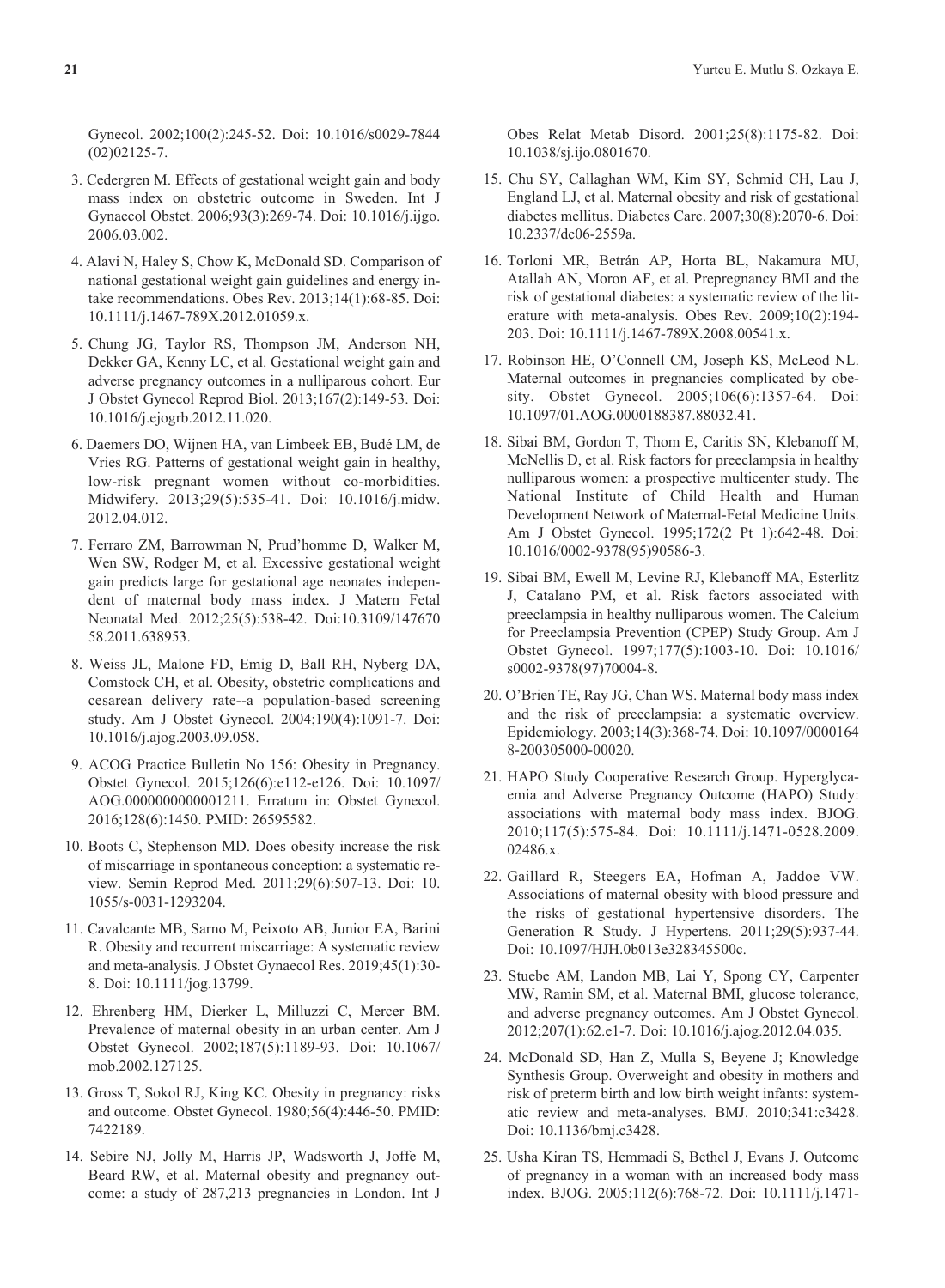Gynecol. 2002;100(2):245-52. Doi: 10.1016/s0029-7844(02)02125-7.

3. Cedergren M. Effects of gestational weight gain and body mass index on obstetric outcome in Sweden. Int J Gynaecol Obstet. 2006;93(3):269-74. Doi: 10.1016/j.ijgo.2006.03.002.

4. Alavi N, Haley S, Chow K, McDonald SD. Comparison of national gestational weight gain guidelines and energy intake recommendations. Obes Rev. 2013;14(1):68-85. Doi: 10.1111/j.1467-789X.2012.01059.x.

5. Chung JG, Taylor RS, Thompson JM, Anderson NH, Dekker GA, Kenny LC, et al. Gestational weight gain and adverse pregnancy outcomes in a nulliparous cohort. Eur J Obstet Gynecol Reprod Biol. 2013;167(2):149-53. Doi: 10.1016/j.ejogrb.2012.11.020.

6. Daemers DO, Wijnen HA, van Limbeek EB, Budé LM, de Vries RG. Patterns of gestational weight gain in healthy, low-risk pregnant women without co-morbidities. Midwifery. 2013;29(5):535-41. Doi: 10.1016/j.midw.2012.04.012.

7. Ferraro ZM, Barrowman N, Prud'homme D, Walker M, Wen SW, Rodger M, et al. Excessive gestational weight gain predicts large for gestational age neonates independent of maternal body mass index. J Matern Fetal Neonatal Med. 2012;25(5):538-42. Doi:10.3109/14767058.2011.638953.

8. Weiss JL, Malone FD, Emig D, Ball RH, Nyberg DA, Comstock CH, et al. Obesity, obstetric complications and cesarean delivery rate--a population-based screening study. Am J Obstet Gynecol. 2004;190(4):1091-7. Doi: 10.1016/j.ajog.2003.09.058.

9. ACOG Practice Bulletin No 156: Obesity in Pregnancy. Obstet Gynecol. 2015;126(6):e112-e126. Doi: 10.1097/AOG.0000000000001211. Erratum in: Obstet Gynecol. 2016;128(6):1450. PMID: 26595582.

10. Boots C, Stephenson MD. Does obesity increase the risk of miscarriage in spontaneous conception: a systematic review. Semin Reprod Med. 2011;29(6):507-13. Doi: 10.1055/s-0031-1293204.

11. Cavalcante MB, Sarno M, Peixoto AB, Junior EA, Barini R. Obesity and recurrent miscarriage: A systematic review and meta-analysis. J Obstet Gynaecol Res. 2019;45(1):30-8. Doi: 10.1111/jog.13799.

12. Ehrenberg HM, Dierker L, Milluzzi C, Mercer BM. Prevalence of maternal obesity in an urban center. Am J Obstet Gynecol. 2002;187(5):1189-93. Doi: 10.1067/mob.2002.127125.

13. Gross T, Sokol RJ, King KC. Obesity in pregnancy: risks and outcome. Obstet Gynecol. 1980;56(4):446-50. PMID: 7422189.

14. Sebire NJ, Jolly M, Harris JP, Wadsworth J, Joffe M, Beard RW, et al. Maternal obesity and pregnancy outcome: a study of 287,213 pregnancies in London. Int J Obes Relat Metab Disord. 2001;25(8):1175-82. Doi: 10.1038/sj.ijo.0801670.

15. Chu SY, Callaghan WM, Kim SY, Schmid CH, Lau J, England LJ, et al. Maternal obesity and risk of gestational diabetes mellitus. Diabetes Care. 2007;30(8):2070-6. Doi: 10.2337/dc06-2559a.

16. Torloni MR, Betrán AP, Horta BL, Nakamura MU, Atallah AN, Moron AF, et al. Prepregnancy BMI and the risk of gestational diabetes: a systematic review of the literature with meta-analysis. Obes Rev. 2009;10(2):194-203. Doi: 10.1111/j.1467-789X.2008.00541.x.

17. Robinson HE, O'Connell CM, Joseph KS, McLeod NL. Maternal outcomes in pregnancies complicated by obesity. Obstet Gynecol. 2005;106(6):1357-64. Doi: 10.1097/01.AOG.0000188387.88032.41.

18. Sibai BM, Gordon T, Thom E, Caritis SN, Klebanoff M, McNellis D, et al. Risk factors for preeclampsia in healthy nulliparous women: a prospective multicenter study. The National Institute of Child Health and Human Development Network of Maternal-Fetal Medicine Units. Am J Obstet Gynecol. 1995;172(2 Pt 1):642-48. Doi: 10.1016/0002-9378(95)90586-3.

19. Sibai BM, Ewell M, Levine RJ, Klebanoff MA, Esterlitz J, Catalano PM, et al. Risk factors associated with preeclampsia in healthy nulliparous women. The Calcium for Preeclampsia Prevention (CPEP) Study Group. Am J Obstet Gynecol. 1997;177(5):1003-10. Doi: 10.1016/s0002-9378(97)70004-8.

20. O'Brien TE, Ray JG, Chan WS. Maternal body mass index and the risk of preeclampsia: a systematic overview. Epidemiology. 2003;14(3):368-74. Doi: 10.1097/00001648-200305000-00020.

21. HAPO Study Cooperative Research Group. Hyperglycaemia and Adverse Pregnancy Outcome (HAPO) Study: associations with maternal body mass index. BJOG. 2010;117(5):575-84. Doi: 10.1111/j.1471-0528.2009.02486.x.

22. Gaillard R, Steegers EA, Hofman A, Jaddoe VW. Associations of maternal obesity with blood pressure and the risks of gestational hypertensive disorders. The Generation R Study. J Hypertens. 2011;29(5):937-44. Doi: 10.1097/HJH.0b013e328345500c.

23. Stuebe AM, Landon MB, Lai Y, Spong CY, Carpenter MW, Ramin SM, et al. Maternal BMI, glucose tolerance, and adverse pregnancy outcomes. Am J Obstet Gynecol. 2012;207(1):62.e1-7. Doi: 10.1016/j.ajog.2012.04.035.

24. McDonald SD, Han Z, Mulla S, Beyene J; Knowledge Synthesis Group. Overweight and obesity in mothers and risk of preterm birth and low birth weight infants: systematic review and meta-analyses. BMJ. 2010;341:c3428. Doi: 10.1136/bmj.c3428.

25. Usha Kiran TS, Hemmadi S, Bethel J, Evans J. Outcome of pregnancy in a woman with an increased body mass index. BJOG. 2005;112(6):768-72. Doi: 10.1111/j.1471-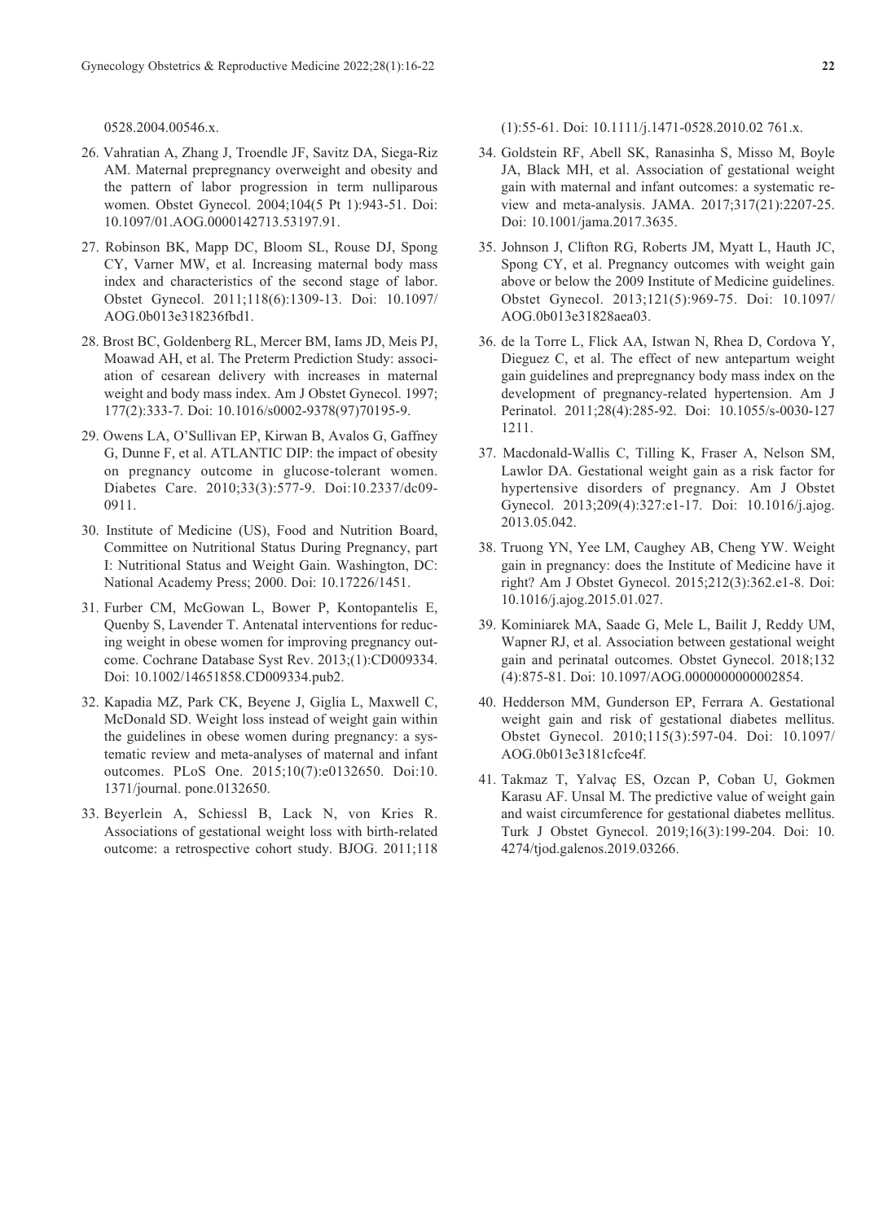0528.2004.00546.x.

26. Vahratian A, Zhang J, Troendle JF, Savitz DA, Siega-Riz AM. Maternal prepregnancy overweight and obesity and the pattern of labor progression in term nulliparous women. Obstet Gynecol. 2004;104(5 Pt 1):943-51. Doi: 10.1097/01.AOG.0000142713.53197.91.

27. Robinson BK, Mapp DC, Bloom SL, Rouse DJ, Spong CY, Varner MW, et al. Increasing maternal body mass index and characteristics of the second stage of labor. Obstet Gynecol. 2011;118(6):1309-13. Doi: 10.1097/AOG.0b013e318236fbd1.

28. Brost BC, Goldenberg RL, Mercer BM, Iams JD, Meis PJ, Moawad AH, et al. The Preterm Prediction Study: association of cesarean delivery with increases in maternal weight and body mass index. Am J Obstet Gynecol. 1997; 177(2):333-7. Doi: 10.1016/s0002-9378(97)70195-9.

29. Owens LA, O'Sullivan EP, Kirwan B, Avalos G, Gaffney G, Dunne F, et al. ATLANTIC DIP: the impact of obesity on pregnancy outcome in glucose-tolerant women. Diabetes Care. 2010;33(3):577-9. Doi:10.2337/dc09-0911.

30. Institute of Medicine (US), Food and Nutrition Board, Committee on Nutritional Status During Pregnancy, part I: Nutritional Status and Weight Gain. Washington, DC: National Academy Press; 2000. Doi: 10.17226/1451.

31. Furber CM, McGowan L, Bower P, Kontopantelis E, Quenby S, Lavender T. Antenatal interventions for reducing weight in obese women for improving pregnancy outcome. Cochrane Database Syst Rev. 2013;(1):CD009334. Doi: 10.1002/14651858.CD009334.pub2.

32. Kapadia MZ, Park CK, Beyene J, Giglia L, Maxwell C, McDonald SD. Weight loss instead of weight gain within the guidelines in obese women during pregnancy: a systematic review and meta-analyses of maternal and infant outcomes. PLoS One. 2015;10(7):e0132650. Doi:10.1371/journal. pone.0132650.

33. Beyerlein A, Schiessl B, Lack N, von Kries R. Associations of gestational weight loss with birth-related outcome: a retrospective cohort study. BJOG. 2011;118 (1):55-61. Doi: 10.1111/j.1471-0528.2010.02 761.x.

34. Goldstein RF, Abell SK, Ranasinha S, Misso M, Boyle JA, Black MH, et al. Association of gestational weight gain with maternal and infant outcomes: a systematic review and meta-analysis. JAMA. 2017;317(21):2207-25. Doi: 10.1001/jama.2017.3635.

35. Johnson J, Clifton RG, Roberts JM, Myatt L, Hauth JC, Spong CY, et al. Pregnancy outcomes with weight gain above or below the 2009 Institute of Medicine guidelines. Obstet Gynecol. 2013;121(5):969-75. Doi: 10.1097/AOG.0b013e31828aea03.

36. de la Torre L, Flick AA, Istwan N, Rhea D, Cordova Y, Dieguez C, et al. The effect of new antepartum weight gain guidelines and prepregnancy body mass index on the development of pregnancy-related hypertension. Am J Perinatol. 2011;28(4):285-92. Doi: 10.1055/s-0030-127 1211.

37. Macdonald-Wallis C, Tilling K, Fraser A, Nelson SM, Lawlor DA. Gestational weight gain as a risk factor for hypertensive disorders of pregnancy. Am J Obstet Gynecol. 2013;209(4):327:e1-17. Doi: 10.1016/j.ajog. 2013.05.042.

38. Truong YN, Yee LM, Caughey AB, Cheng YW. Weight gain in pregnancy: does the Institute of Medicine have it right? Am J Obstet Gynecol. 2015;212(3):362.e1-8. Doi: 10.1016/j.ajog.2015.01.027.

39. Kominiarek MA, Saade G, Mele L, Bailit J, Reddy UM, Wapner RJ, et al. Association between gestational weight gain and perinatal outcomes. Obstet Gynecol. 2018;132 (4):875-81. Doi: 10.1097/AOG.0000000000002854.

40. Hedderson MM, Gunderson EP, Ferrara A. Gestational weight gain and risk of gestational diabetes mellitus. Obstet Gynecol. 2010;115(3):597-04. Doi: 10.1097/AOG.0b013e3181cfce4f.

41. Takmaz T, Yalvaç ES, Ozcan P, Coban U, Gokmen Karasu AF. Unsal M. The predictive value of weight gain and waist circumference for gestational diabetes mellitus. Turk J Obstet Gynecol. 2019;16(3):199-204. Doi: 10. 4274/tjod.galenos.2019.03266.